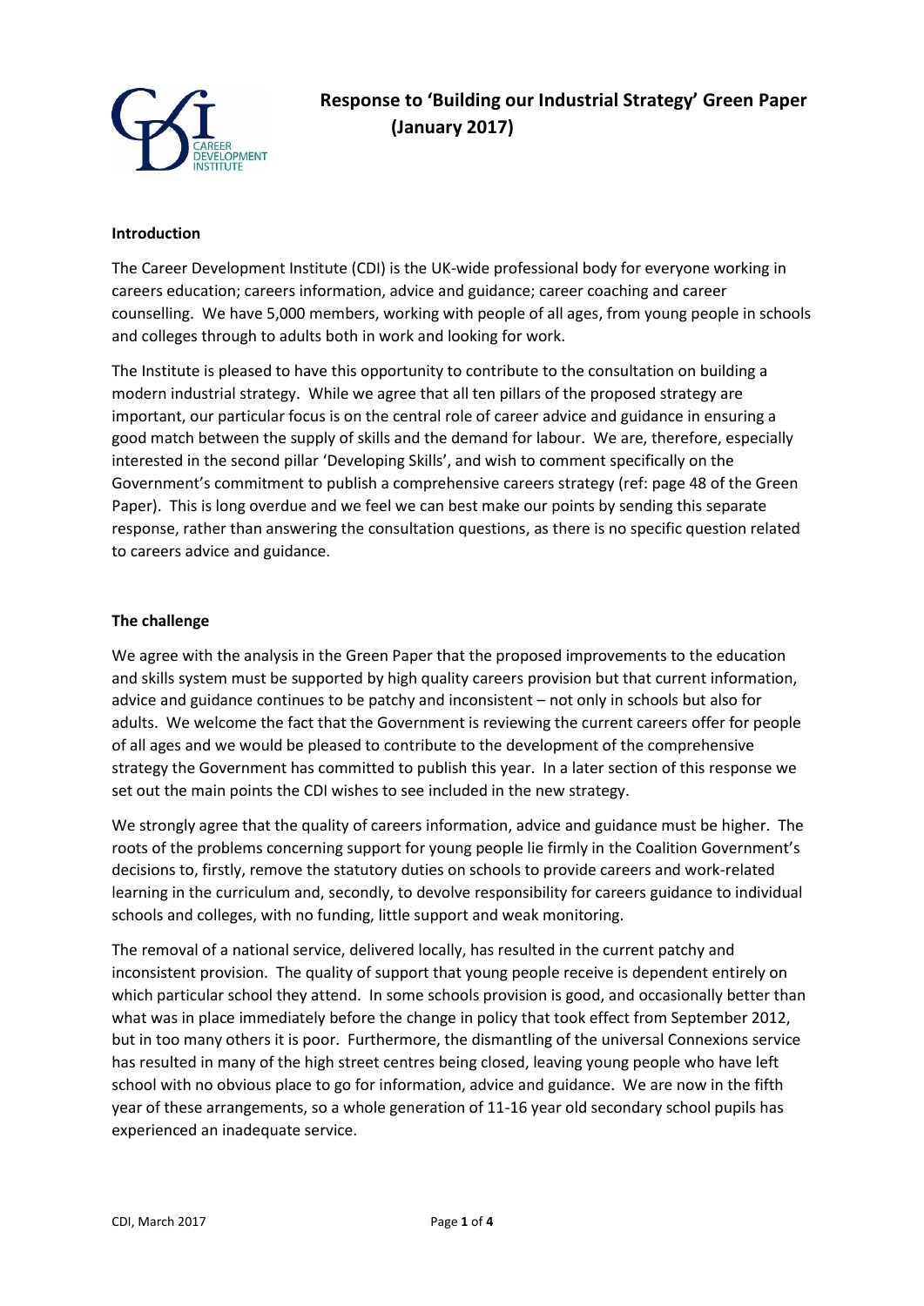# Response to 'Building our Industrial Strategy' Green Paper (January 2017)

## Introduction

The Career Development Institute (CDI) is the UK-wide professional body for everyone working in careers education; careers information, advice and guidance; career coaching and career counselling. We have 5,000 members, working with people of all ages, from young people in schools and colleges through to adults both in work and looking for work.

The Institute is pleased to have this opportunity to contribute to the consultation on building a modern industrial strategy. While we agree that all ten pillars of the proposed strategy are important, our particular focus is on the central role of career advice and guidance in ensuring a good match between the supply of skills and the demand for labour. We are, therefore, especially interested in the second pillar 'Developing Skills', and wish to comment specifically on the Government's commitment to publish a comprehensive careers strategy (ref: page 48 of the Green Paper). This is long overdue and we feel we can best make our points by sending this separate response, rather than answering the consultation questions, as there is no specific question related to careers advice and guidance.

## The challenge

We agree with the analysis in the Green Paper that the proposed improvements to the education and skills system must be supported by high quality careers provision but that current information, advice and guidance continues to be patchy and inconsistent – not only in schools but also for adults. We welcome the fact that the Government is reviewing the current careers offer for people of all ages and we would be pleased to contribute to the development of the comprehensive strategy the Government has committed to publish this year. In a later section of this response we set out the main points the CDI wishes to see included in the new strategy.

We strongly agree that the quality of careers information, advice and guidance must be higher. The roots of the problems concerning support for young people lie firmly in the Coalition Government's decisions to, firstly, remove the statutory duties on schools to provide careers and work-related learning in the curriculum and, secondly, to devolve responsibility for careers guidance to individual schools and colleges, with no funding, little support and weak monitoring.

The removal of a national service, delivered locally, has resulted in the current patchy and inconsistent provision. The quality of support that young people receive is dependent entirely on which particular school they attend. In some schools provision is good, and occasionally better than what was in place immediately before the change in policy that took effect from September 2012, but in too many others it is poor. Furthermore, the dismantling of the universal Connexions service has resulted in many of the high street centres being closed, leaving young people who have left school with no obvious place to go for information, advice and guidance. We are now in the fifth year of these arrangements, so a whole generation of 11-16 year old secondary school pupils has experienced an inadequate service.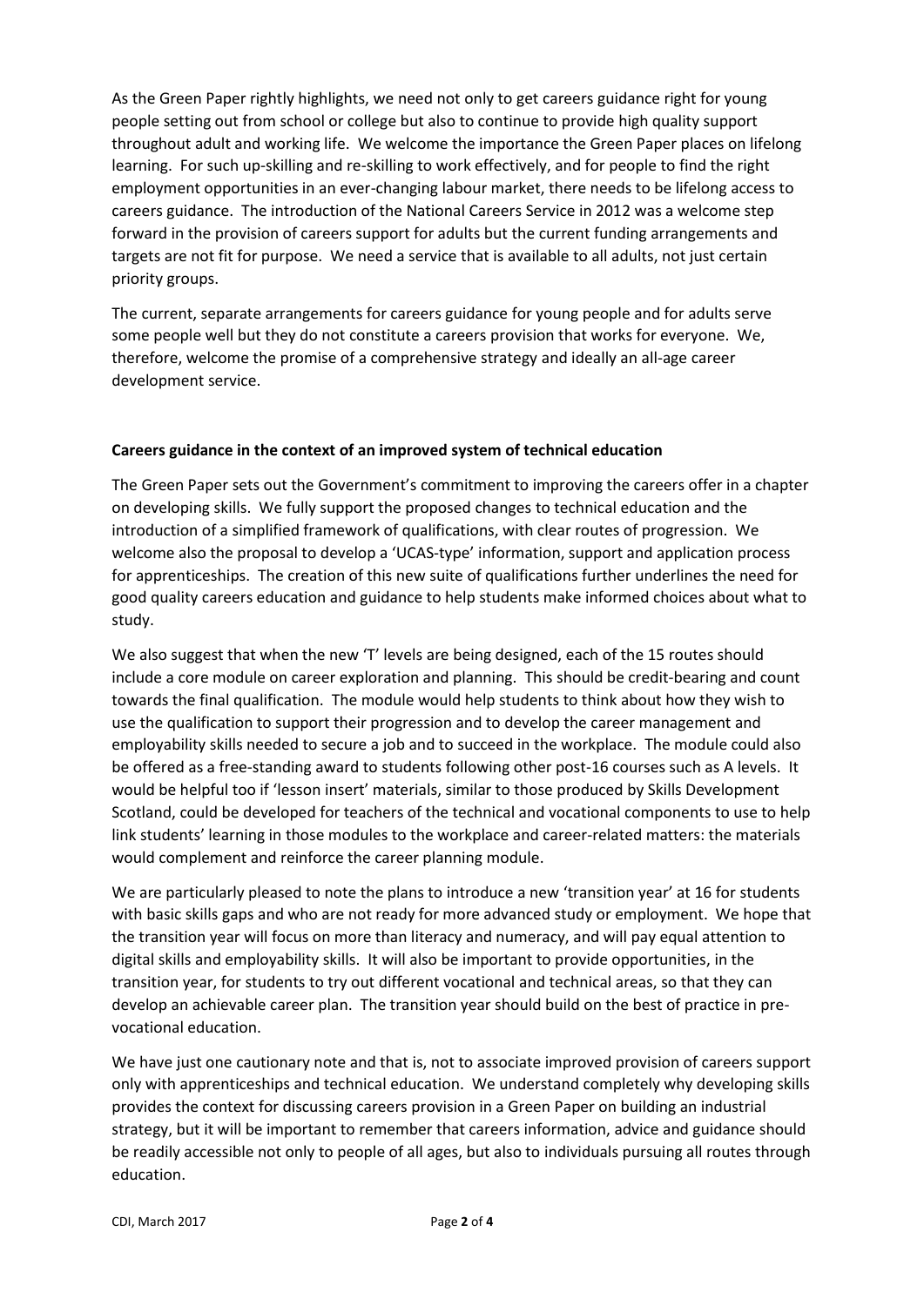As the Green Paper rightly highlights, we need not only to get careers guidance right for young people setting out from school or college but also to continue to provide high quality support throughout adult and working life. We welcome the importance the Green Paper places on lifelong learning. For such up-skilling and re-skilling to work effectively, and for people to find the right employment opportunities in an ever-changing labour market, there needs to be lifelong access to careers guidance. The introduction of the National Careers Service in 2012 was a welcome step forward in the provision of careers support for adults but the current funding arrangements and targets are not fit for purpose. We need a service that is available to all adults, not just certain priority groups.

The current, separate arrangements for careers guidance for young people and for adults serve some people well but they do not constitute a careers provision that works for everyone. We, therefore, welcome the promise of a comprehensive strategy and ideally an all-age career development service.

**Careers guidance in the context of an improved system of technical education**

The Green Paper sets out the Government's commitment to improving the careers offer in a chapter on developing skills. We fully support the proposed changes to technical education and the introduction of a simplified framework of qualifications, with clear routes of progression. We welcome also the proposal to develop a 'UCAS-type' information, support and application process for apprenticeships. The creation of this new suite of qualifications further underlines the need for good quality careers education and guidance to help students make informed choices about what to study.

We also suggest that when the new 'T' levels are being designed, each of the 15 routes should include a core module on career exploration and planning. This should be credit-bearing and count towards the final qualification. The module would help students to think about how they wish to use the qualification to support their progression and to develop the career management and employability skills needed to secure a job and to succeed in the workplace. The module could also be offered as a free-standing award to students following other post-16 courses such as A levels. It would be helpful too if 'lesson insert' materials, similar to those produced by Skills Development Scotland, could be developed for teachers of the technical and vocational components to use to help link students' learning in those modules to the workplace and career-related matters: the materials would complement and reinforce the career planning module.

We are particularly pleased to note the plans to introduce a new 'transition year' at 16 for students with basic skills gaps and who are not ready for more advanced study or employment. We hope that the transition year will focus on more than literacy and numeracy, and will pay equal attention to digital skills and employability skills. It will also be important to provide opportunities, in the transition year, for students to try out different vocational and technical areas, so that they can develop an achievable career plan. The transition year should build on the best of practice in pre-vocational education.

We have just one cautionary note and that is, not to associate improved provision of careers support only with apprenticeships and technical education. We understand completely why developing skills provides the context for discussing careers provision in a Green Paper on building an industrial strategy, but it will be important to remember that careers information, advice and guidance should be readily accessible not only to people of all ages, but also to individuals pursuing all routes through education.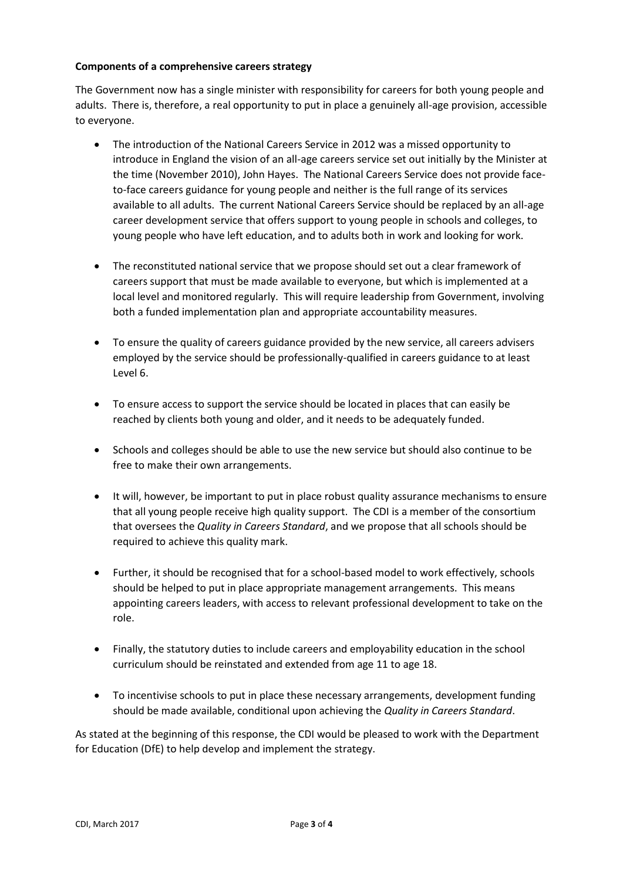**Components of a comprehensive careers strategy**

The Government now has a single minister with responsibility for careers for both young people and adults. There is, therefore, a real opportunity to put in place a genuinely all-age provision, accessible to everyone.

- The introduction of the National Careers Service in 2012 was a missed opportunity to introduce in England the vision of an all-age careers service set out initially by the Minister at the time (November 2010), John Hayes. The National Careers Service does not provide face-to-face careers guidance for young people and neither is the full range of its services available to all adults. The current National Careers Service should be replaced by an all-age career development service that offers support to young people in schools and colleges, to young people who have left education, and to adults both in work and looking for work.

- The reconstituted national service that we propose should set out a clear framework of careers support that must be made available to everyone, but which is implemented at a local level and monitored regularly. This will require leadership from Government, involving both a funded implementation plan and appropriate accountability measures.

- To ensure the quality of careers guidance provided by the new service, all careers advisers employed by the service should be professionally-qualified in careers guidance to at least Level 6.

- To ensure access to support the service should be located in places that can easily be reached by clients both young and older, and it needs to be adequately funded.

- Schools and colleges should be able to use the new service but should also continue to be free to make their own arrangements.

- It will, however, be important to put in place robust quality assurance mechanisms to ensure that all young people receive high quality support. The CDI is a member of the consortium that oversees the *Quality in Careers Standard*, and we propose that all schools should be required to achieve this quality mark.

- Further, it should be recognised that for a school-based model to work effectively, schools should be helped to put in place appropriate management arrangements. This means appointing careers leaders, with access to relevant professional development to take on the role.

- Finally, the statutory duties to include careers and employability education in the school curriculum should be reinstated and extended from age 11 to age 18.

- To incentivise schools to put in place these necessary arrangements, development funding should be made available, conditional upon achieving the *Quality in Careers Standard*.

As stated at the beginning of this response, the CDI would be pleased to work with the Department for Education (DfE) to help develop and implement the strategy.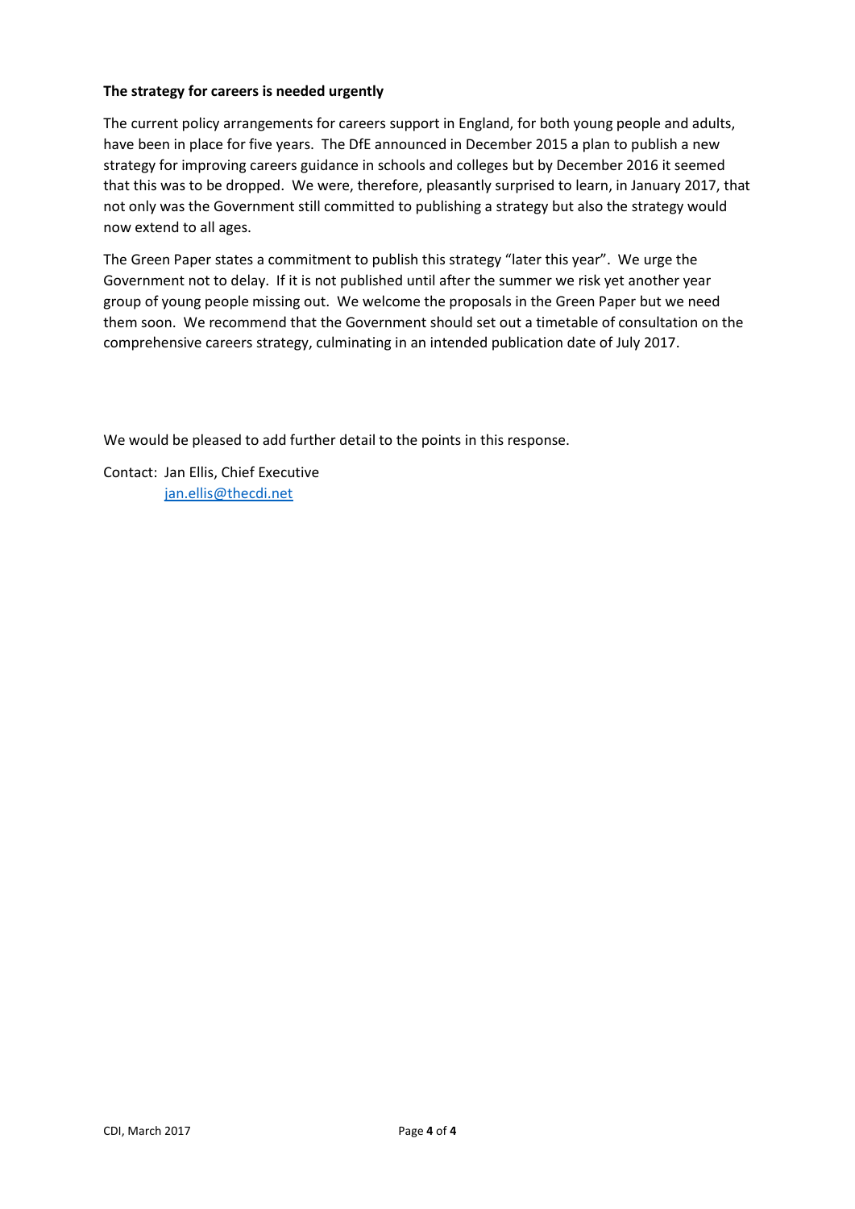**The strategy for careers is needed urgently**

The current policy arrangements for careers support in England, for both young people and adults, have been in place for five years. The DfE announced in December 2015 a plan to publish a new strategy for improving careers guidance in schools and colleges but by December 2016 it seemed that this was to be dropped. We were, therefore, pleasantly surprised to learn, in January 2017, that not only was the Government still committed to publishing a strategy but also the strategy would now extend to all ages.

The Green Paper states a commitment to publish this strategy "later this year". We urge the Government not to delay. If it is not published until after the summer we risk yet another year group of young people missing out. We welcome the proposals in the Green Paper but we need them soon. We recommend that the Government should set out a timetable of consultation on the comprehensive careers strategy, culminating in an intended publication date of July 2017.

We would be pleased to add further detail to the points in this response.

Contact: Jan Ellis, Chief Executive
[jan.ellis@thecdi.net](mailto:jan.ellis@thecdi.net)